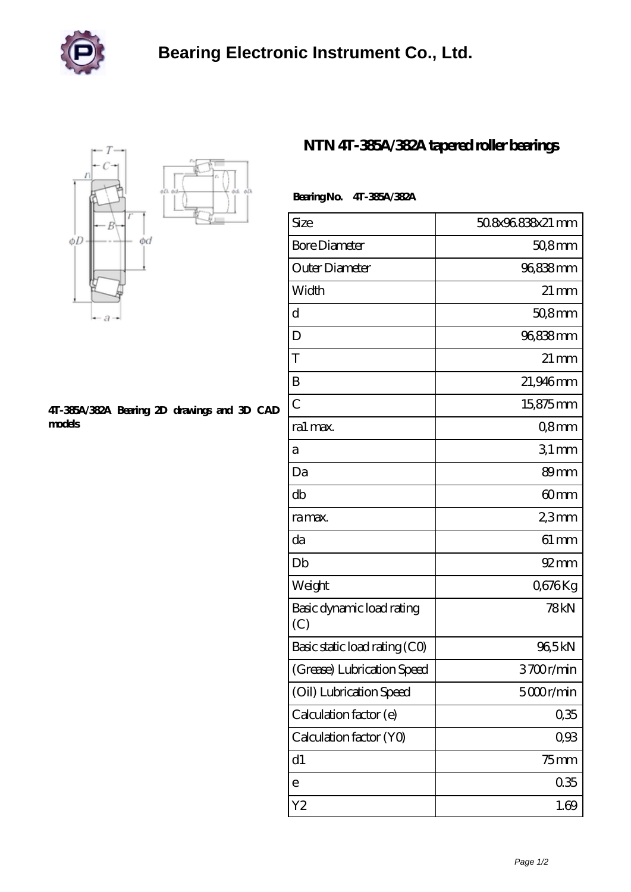# Bearing Electronic Instrument Co., Ltd.

## NTN 4T-385A/382A tapered roller bearings

4T-385A/382A Bearing 2D drawings and 3D CAD models

**Bearing No. 4T-385A/382A**

| Size | 50.8x96.838x21 mm |
|---|---|
| Bore Diameter | 50,8 mm |
| Outer Diameter | 96,838 mm |
| Width | 21 mm |
| d | 50,8 mm |
| D | 96,838 mm |
| T | 21 mm |
| B | 21,946 mm |
| C | 15,875 mm |
| ra1 max. | 0,8 mm |
| a | 3,1 mm |
| Da | 89 mm |
| db | 60 mm |
| ra max. | 2,3 mm |
| da | 61 mm |
| Db | 92 mm |
| Weight | 0,676 Kg |
| Basic dynamic load rating (C) | 78 kN |
| Basic static load rating (C0) | 96,5 kN |
| (Grease) Lubrication Speed | 3700 r/min |
| (Oil) Lubrication Speed | 5000 r/min |
| Calculation factor (e) | 0,35 |
| Calculation factor (Y0) | 0,93 |
| d1 | 75 mm |
| e | 0.35 |
| Y2 | 1.69 |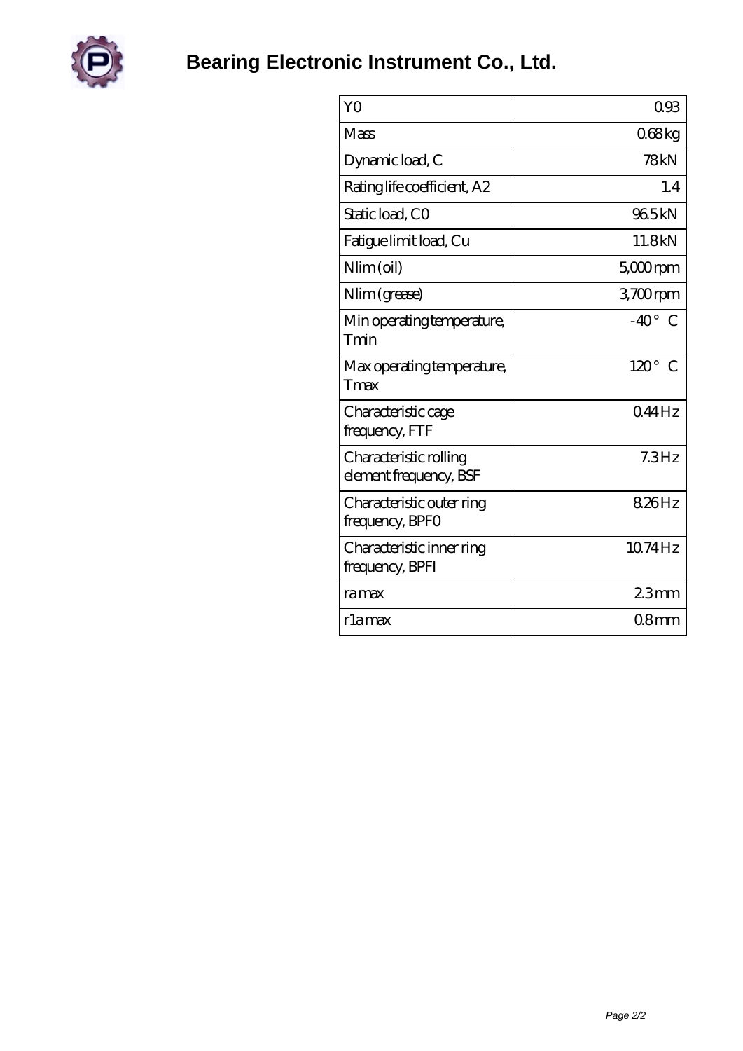# Bearing Electronic Instrument Co., Ltd.

| | |
|---|---|
| Y0 | 0.93 |
| Mass | 0.68 kg |
| Dynamic load, C | 78 kN |
| Rating life coefficient, A2 | 1.4 |
| Static load, C0 | 96.5 kN |
| Fatigue limit load, Cu | 11.8 kN |
| Nlim (oil) | 5,000 rpm |
| Nlim (grease) | 3,700 rpm |
| Min operating temperature, Tmin | -40 ° C |
| Max operating temperature, Tmax | 120 ° C |
| Characteristic cage frequency, FTF | 0.44 Hz |
| Characteristic rolling element frequency, BSF | 7.3 Hz |
| Characteristic outer ring frequency, BPF0 | 8.26 Hz |
| Characteristic inner ring frequency, BPFI | 10.74 Hz |
| ra max | 2.3 mm |
| r1a max | 0.8 mm |